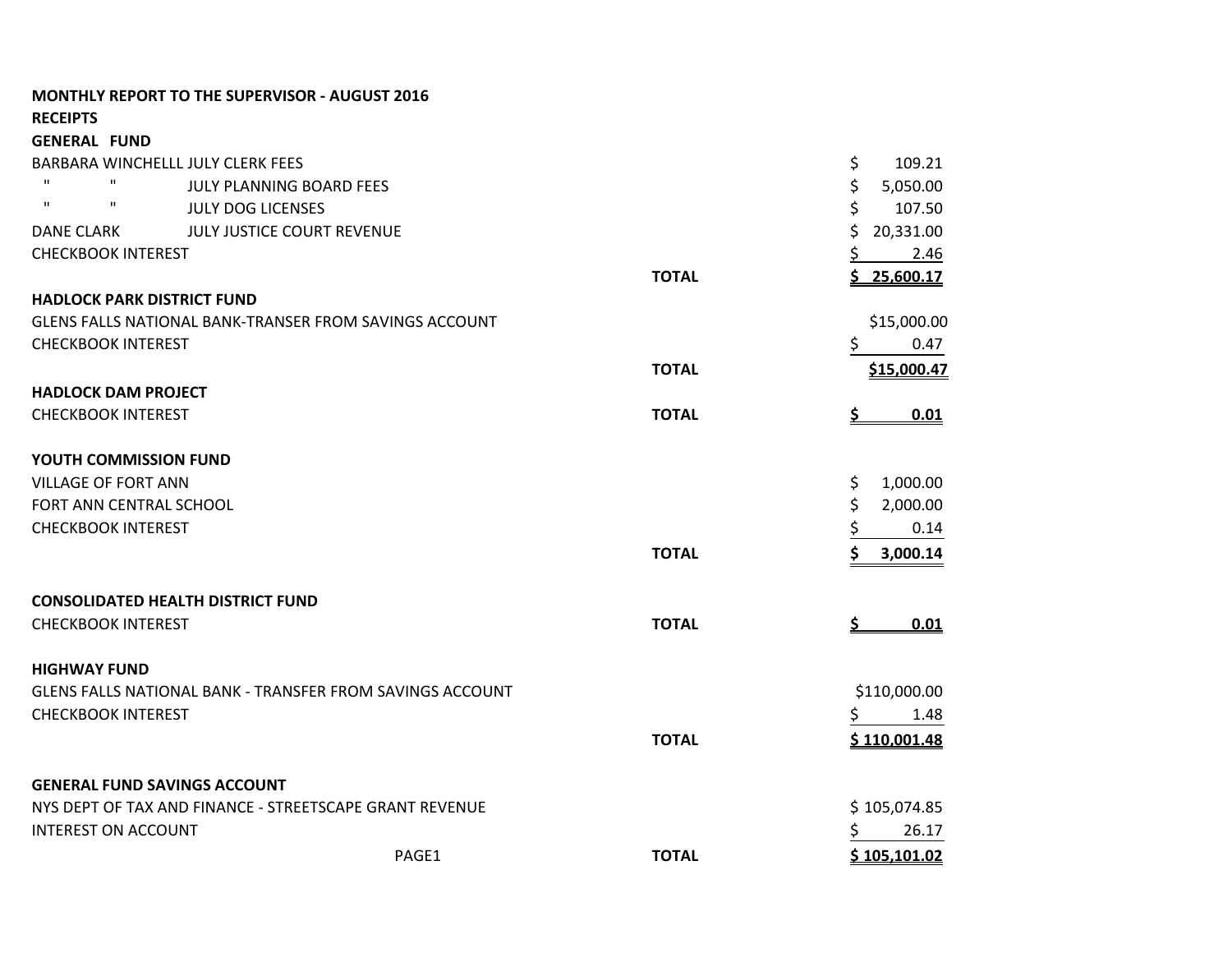**MONTHLY REPORT TO THE SUPERVISOR - AUGUST 2016**

**RECEIPTS**

**GENERAL FUND**

| | | | |
|---|---|---|---|
| BARBARA WINCHELLL | JULY CLERK FEES | | $ 109.21 |
| " " | JULY PLANNING BOARD FEES | | $ 5,050.00 |
| " " | JULY DOG LICENSES | | $ 107.50 |
| DANE CLARK | JULY JUSTICE COURT REVENUE | | $ 20,331.00 |
| CHECKBOOK INTEREST | | | $ 2.46 |
| | | **TOTAL** | **$ 25,600.17** |

**HADLOCK PARK DISTRICT FUND**

| | | |
|---|---|---|
| GLENS FALLS NATIONAL BANK-TRANSER FROM SAVINGS ACCOUNT | | $15,000.00 |
| CHECKBOOK INTEREST | | $ 0.47 |
| | **TOTAL** | **$15,000.47** |

**HADLOCK DAM PROJECT**

| | | |
|---|---|---|
| CHECKBOOK INTEREST | **TOTAL** | **$ 0.01** |

**YOUTH COMMISSION FUND**

| | | |
|---|---|---|
| VILLAGE OF FORT ANN | | $ 1,000.00 |
| FORT ANN CENTRAL SCHOOL | | $ 2,000.00 |
| CHECKBOOK INTEREST | | $ 0.14 |
| | **TOTAL** | **$ 3,000.14** |

**CONSOLIDATED HEALTH DISTRICT FUND**

| | | |
|---|---|---|
| CHECKBOOK INTEREST | **TOTAL** | **$ 0.01** |

**HIGHWAY FUND**

| | | |
|---|---|---|
| GLENS FALLS NATIONAL BANK - TRANSFER FROM SAVINGS ACCOUNT | | $110,000.00 |
| CHECKBOOK INTEREST | | $ 1.48 |
| | **TOTAL** | **$ 110,001.48** |

**GENERAL FUND SAVINGS ACCOUNT**

| | | |
|---|---|---|
| NYS DEPT OF TAX AND FINANCE - STREETSCAPE GRANT REVENUE | | $ 105,074.85 |
| INTEREST ON ACCOUNT | | $ 26.17 |
| | **TOTAL** | **$ 105,101.02** |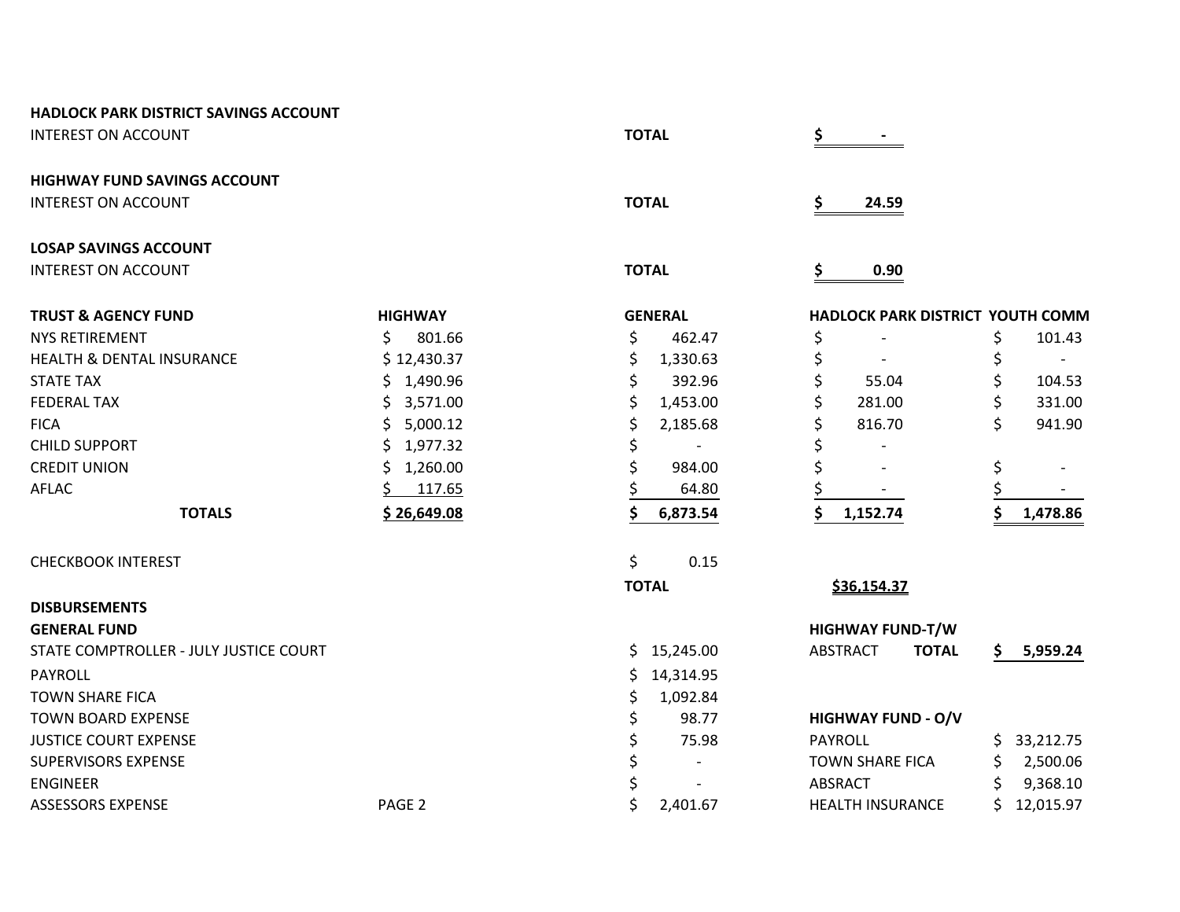**HADLOCK PARK DISTRICT SAVINGS ACCOUNT**

| | | |
|---|---|---|
| INTEREST ON ACCOUNT | **TOTAL** | **$ -** |

**HIGHWAY FUND SAVINGS ACCOUNT**

| | | |
|---|---|---|
| INTEREST ON ACCOUNT | **TOTAL** | **$ 24.59** |

**LOSAP SAVINGS ACCOUNT**

| | | |
|---|---|---|
| INTEREST ON ACCOUNT | **TOTAL** | **$ 0.90** |

| **TRUST & AGENCY FUND** | **HIGHWAY** | **GENERAL** | **HADLOCK PARK DISTRICT** | **YOUTH COMM** |
|---|---|---|---|---|
| NYS RETIREMENT | $ 801.66 | $ 462.47 | $ - | $ 101.43 |
| HEALTH & DENTAL INSURANCE | $ 12,430.37 | $ 1,330.63 | $ - | $ - |
| STATE TAX | $ 1,490.96 | $ 392.96 | $ 55.04 | $ 104.53 |
| FEDERAL TAX | $ 3,571.00 | $ 1,453.00 | $ 281.00 | $ 331.00 |
| FICA | $ 5,000.12 | $ 2,185.68 | $ 816.70 | $ 941.90 |
| CHILD SUPPORT | $ 1,977.32 | $ - | $ - | |
| CREDIT UNION | $ 1,260.00 | $ 984.00 | $ - | $ - |
| AFLAC | $ 117.65 | $ 64.80 | $ - | $ - |
| **TOTALS** | **$ 26,649.08** | **$ 6,873.54** | **$ 1,152.74** | **$ 1,478.86** |

| | | |
|---|---|---|
| CHECKBOOK INTEREST | $ 0.15 | |
| | **TOTAL** | **$36,154.37** |

**DISBURSEMENTS**

**GENERAL FUND**

| | | |
|---|---|---|
| STATE COMPTROLLER - JULY JUSTICE COURT | | $ 15,245.00 |
| PAYROLL | | $ 14,314.95 |
| TOWN SHARE FICA | | $ 1,092.84 |
| TOWN BOARD EXPENSE | | $ 98.77 |
| JUSTICE COURT EXPENSE | | $ 75.98 |
| SUPERVISORS EXPENSE | | $ - |
| ENGINEER | | $ - |
| ASSESSORS EXPENSE | PAGE 2 | $ 2,401.67 |

**HIGHWAY FUND-T/W**

| | | |
|---|---|---|
| ABSTRACT | **TOTAL** | **$ 5,959.24** |

**HIGHWAY FUND - O/V**

| | |
|---|---|
| PAYROLL | $ 33,212.75 |
| TOWN SHARE FICA | $ 2,500.06 |
| ABSRACT | $ 9,368.10 |
| HEALTH INSURANCE | $ 12,015.97 |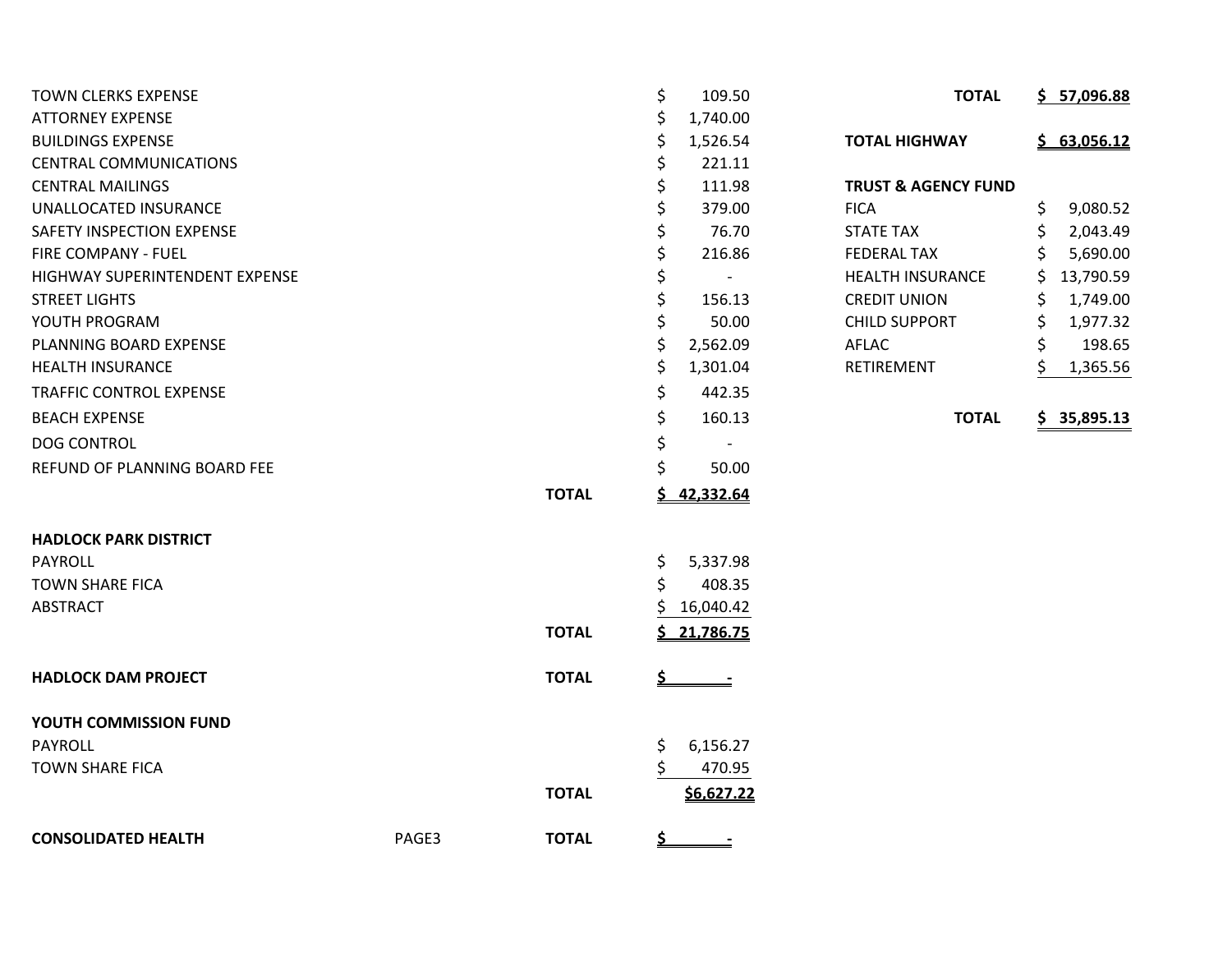| | | |
|---|---|---|
| TOWN CLERKS EXPENSE | | $ 109.50 |
| ATTORNEY EXPENSE | | $ 1,740.00 |
| BUILDINGS EXPENSE | | $ 1,526.54 |
| CENTRAL COMMUNICATIONS | | $ 221.11 |
| CENTRAL MAILINGS | | $ 111.98 |
| UNALLOCATED INSURANCE | | $ 379.00 |
| SAFETY INSPECTION EXPENSE | | $ 76.70 |
| FIRE COMPANY - FUEL | | $ 216.86 |
| HIGHWAY SUPERINTENDENT EXPENSE | | $ - |
| STREET LIGHTS | | $ 156.13 |
| YOUTH PROGRAM | | $ 50.00 |
| PLANNING BOARD EXPENSE | | $ 2,562.09 |
| HEALTH INSURANCE | | $ 1,301.04 |
| TRAFFIC CONTROL EXPENSE | | $ 442.35 |
| BEACH EXPENSE | | $ 160.13 |
| DOG CONTROL | | $ - |
| REFUND OF PLANNING BOARD FEE | | $ 50.00 |
| | **TOTAL** | **$ 42,332.64** |

**HADLOCK PARK DISTRICT**

| | | |
|---|---|---|
| PAYROLL | | $ 5,337.98 |
| TOWN SHARE FICA | | $ 408.35 |
| ABSTRACT | | $ 16,040.42 |
| | **TOTAL** | **$ 21,786.75** |

| | | |
|---|---|---|
| **HADLOCK DAM PROJECT** | **TOTAL** | **$ -** |

**YOUTH COMMISSION FUND**

| | | |
|---|---|---|
| PAYROLL | | $ 6,156.27 |
| TOWN SHARE FICA | | $ 470.95 |
| | **TOTAL** | **$6,627.22** |

| | | | |
|---|---|---|---|
| **CONSOLIDATED HEALTH** | PAGE3 | **TOTAL** | **$ -** |

| | |
|---|---|
| **TOTAL** | **$ 57,096.88** |
| **TOTAL HIGHWAY** | **$ 63,056.12** |

**TRUST & AGENCY FUND**

| | |
|---|---|
| FICA | $ 9,080.52 |
| STATE TAX | $ 2,043.49 |
| FEDERAL TAX | $ 5,690.00 |
| HEALTH INSURANCE | $ 13,790.59 |
| CREDIT UNION | $ 1,749.00 |
| CHILD SUPPORT | $ 1,977.32 |
| AFLAC | $ 198.65 |
| RETIREMENT | $ 1,365.56 |
| **TOTAL** | **$ 35,895.13** |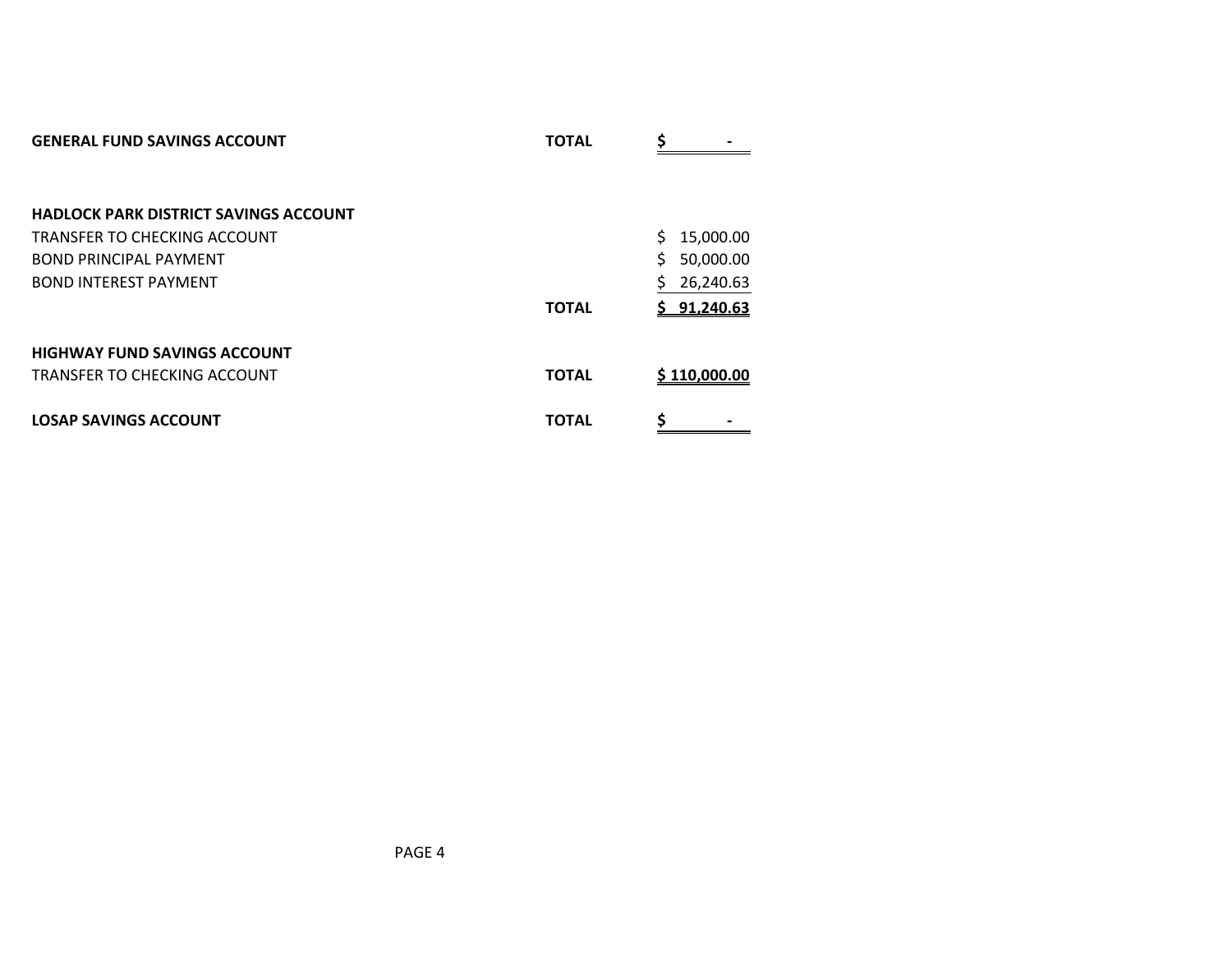| | | |
|---|---|---|
| **GENERAL FUND SAVINGS ACCOUNT** | **TOTAL** | **$ -** |
| | | |
| **HADLOCK PARK DISTRICT SAVINGS ACCOUNT** | | |
| TRANSFER TO CHECKING ACCOUNT | | $ 15,000.00 |
| BOND PRINCIPAL PAYMENT | | $ 50,000.00 |
| BOND INTEREST PAYMENT | | $ 26,240.63 |
| | **TOTAL** | **$ 91,240.63** |
| | | |
| **HIGHWAY FUND SAVINGS ACCOUNT** | | |
| TRANSFER TO CHECKING ACCOUNT | **TOTAL** | **$ 110,000.00** |
| | | |
| **LOSAP SAVINGS ACCOUNT** | **TOTAL** | **$ -** |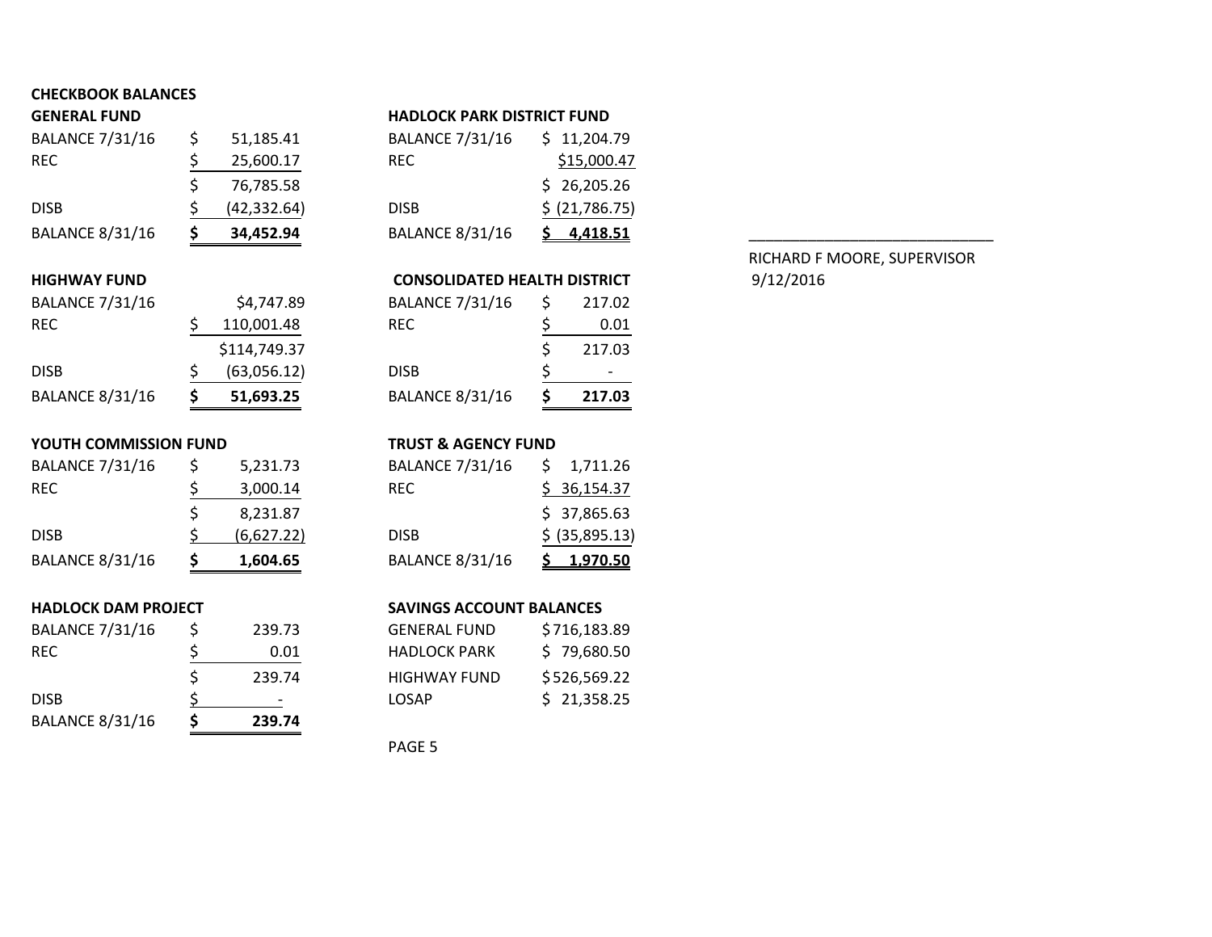**CHECKBOOK BALANCES**

**GENERAL FUND**

| | | |
|---|---|---|
| BALANCE 7/31/16 | $ | 51,185.41 |
| REC | $ | 25,600.17 |
| | $ | 76,785.58 |
| DISB | $ | (42,332.64) |
| BALANCE 8/31/16 | **$** | **34,452.94** |

**HIGHWAY FUND**

| | | |
|---|---|---|
| BALANCE 7/31/16 | | $4,747.89 |
| REC | $ | 110,001.48 |
| | | $114,749.37 |
| DISB | $ | (63,056.12) |
| BALANCE 8/31/16 | **$** | **51,693.25** |

**YOUTH COMMISSION FUND**

| | | |
|---|---|---|
| BALANCE 7/31/16 | $ | 5,231.73 |
| REC | $ | 3,000.14 |
| | $ | 8,231.87 |
| DISB | $ | (6,627.22) |
| BALANCE 8/31/16 | **$** | **1,604.65** |

**HADLOCK DAM PROJECT**

| | | |
|---|---|---|
| BALANCE 7/31/16 | $ | 239.73 |
| REC | $ | 0.01 |
| | $ | 239.74 |
| DISB | $ | - |
| BALANCE 8/31/16 | **$** | **239.74** |

**HADLOCK PARK DISTRICT FUND**

| | |
|---|---|
| BALANCE 7/31/16 | $ 11,204.79 |
| REC | $15,000.47 |
| | $ 26,205.26 |
| DISB | $ (21,786.75) |
| BALANCE 8/31/16 | **$ 4,418.51** |

**CONSOLIDATED HEALTH DISTRICT**

| | | |
|---|---|---|
| BALANCE 7/31/16 | $ | 217.02 |
| REC | $ | 0.01 |
| | $ | 217.03 |
| DISB | $ | - |
| BALANCE 8/31/16 | **$** | **217.03** |

**TRUST & AGENCY FUND**

| | |
|---|---|
| BALANCE 7/31/16 | $ 1,711.26 |
| REC | $ 36,154.37 |
| | $ 37,865.63 |
| DISB | $ (35,895.13) |
| BALANCE 8/31/16 | **$ 1,970.50** |

**SAVINGS ACCOUNT BALANCES**

| | |
|---|---|
| GENERAL FUND | $716,183.89 |
| HADLOCK PARK | $ 79,680.50 |
| HIGHWAY FUND | $526,569.22 |
| LOSAP | $ 21,358.25 |

_____________________________

RICHARD F MOORE, SUPERVISOR
9/12/2016